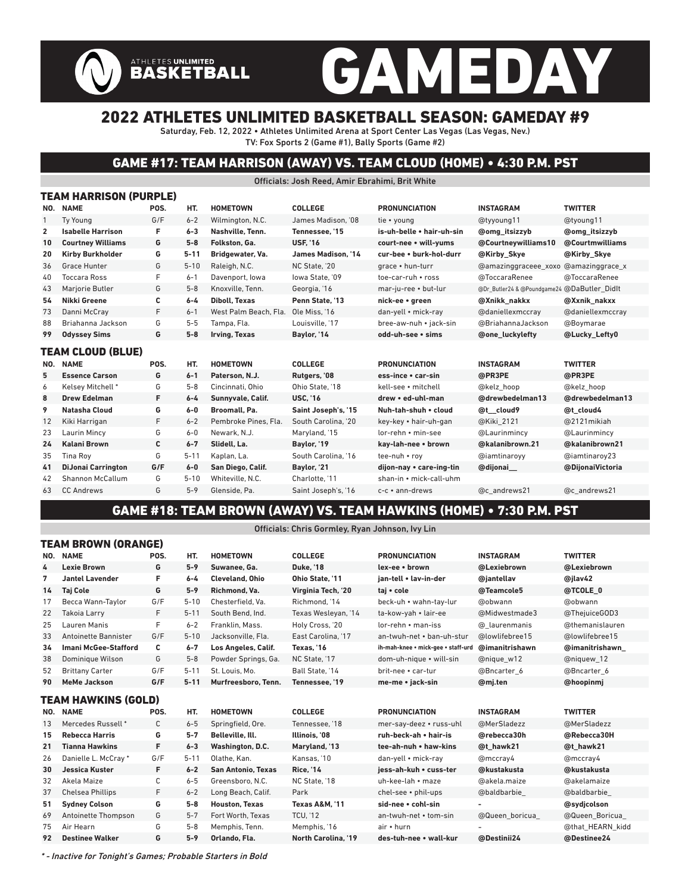# ATHLETES UNLIMITED BASKETBALL GAMEDAY

## 2022 ATHLETES UNLIMITED BASKETBALL SEASON: GAMEDAY #9

Saturday, Feb. 12, 2022 • Athletes Unlimited Arena at Sport Center Las Vegas (Las Vegas, Nev.)
TV: Fox Sports 2 (Game #1), Bally Sports (Game #2)

## GAME #17: TEAM HARRISON (AWAY) VS. TEAM CLOUD (HOME) • 4:30 P.M. PST

Officials: Josh Reed, Amir Ebrahimi, Brit White

### TEAM HARRISON (PURPLE)

| NO. | NAME | POS. | HT. | HOMETOWN | COLLEGE | PRONUNCIATION | INSTAGRAM | TWITTER |
|---|---|---|---|---|---|---|---|---|
| 1 | Ty Young | G/F | 6-2 | Wilmington, N.C. | James Madison, '08 | tie • young | @tyyoung11 | @tyoung11 |
| **2** | **Isabelle Harrison** | **F** | **6-3** | **Nashville, Tenn.** | **Tennessee, '15** | **is-uh-belle • hair-uh-sin** | **@omg_itsizzyb** | **@omg_itsizzyb** |
| **10** | **Courtney Williams** | **G** | **5-8** | **Folkston, Ga.** | **USF, '16** | **court-nee • will-yums** | **@Courtneywilliams10** | **@Courtmwilliams** |
| **20** | **Kirby Burkholder** | **G** | **5-11** | **Bridgewater, Va.** | **James Madison, '14** | **cur-bee • burk-hol-durr** | **@Kirby_Skye** | **@Kirby_Skye** |
| 36 | Grace Hunter | G | 5-10 | Raleigh, N.C. | NC State, '20 | grace • hun-turr | @amazinggraceee_xoxo | @amazinggrace_x |
| 40 | Toccara Ross | F | 6-1 | Davenport, Iowa | Iowa State, '09 | toe-car-ruh • ross | @ToccaraRenee | @ToccaraRenee |
| 43 | Marjorie Butler | G | 5-8 | Knoxville, Tenn. | Georgia, '16 | mar-ju-ree • but-lur | @Dr_Butler24 & @Poundgame24 | @DaButler_Didlt |
| **54** | **Nikki Greene** | **C** | **6-4** | **Diboll, Texas** | **Penn State, '13** | **nick-ee • green** | **@Xnikk_nakkx** | **@Xxnik_nakxx** |
| 73 | Danni McCray | F | 6-1 | West Palm Beach, Fla. | Ole Miss, '16 | dan-yell • mick-ray | @daniellexmccray | @daniellexmccray |
| 88 | Briahanna Jackson | G | 5-5 | Tampa, Fla. | Louisville, '17 | bree-aw-nuh • jack-sin | @BriahannaJackson | @Boymarae |
| **99** | **Odyssey Sims** | **G** | **5-8** | **Irving, Texas** | **Baylor, '14** | **odd-uh-see • sims** | **@one_luckylefty** | **@Lucky_Lefty0** |

### TEAM CLOUD (BLUE)

| NO. | NAME | POS. | HT. | HOMETOWN | COLLEGE | PRONUNCIATION | INSTAGRAM | TWITTER |
|---|---|---|---|---|---|---|---|---|
| **5** | **Essence Carson** | **G** | **6-1** | **Paterson, N.J.** | **Rutgers, '08** | **ess-ince • car-sin** | **@PR3PE** | **@PR3PE** |
| 6 | Kelsey Mitchell * | G | 5-8 | Cincinnati, Ohio | Ohio State, '18 | kell-see • mitchell | @kelz_hoop | @kelz_hoop |
| **8** | **Drew Edelman** | **F** | **6-4** | **Sunnyvale, Calif.** | **USC, '16** | **drew • ed-uhl-man** | **@drewbedelman13** | **@drewbedelman13** |
| **9** | **Natasha Cloud** | **G** | **6-0** | **Broomall, Pa.** | **Saint Joseph's, '15** | **Nuh-tah-shuh • cloud** | **@t__cloud9** | **@t_cloud4** |
| 12 | Kiki Harrigan | F | 6-2 | Pembroke Pines, Fla. | South Carolina, '20 | key-key • hair-uh-gan | @Kiki_2121 | @2121mikiah |
| 23 | Laurin Mincy | G | 6-0 | Newark, N.J. | Maryland, '15 | lor-rehn • min-see | @Laurinmincy | @Laurinmincy |
| **24** | **Kalani Brown** | **C** | **6-7** | **Slidell, La.** | **Baylor, '19** | **kay-lah-nee • brown** | **@kalanibrown.21** | **@kalanibrown21** |
| 35 | Tina Roy | G | 5-11 | Kaplan, La. | South Carolina, '16 | tee-nuh • roy | @iamtinaroyy | @iamtinaroy23 |
| **41** | **DiJonai Carrington** | **G/F** | **6-0** | **San Diego, Calif.** | **Baylor, '21** | **dijon-nay • care-ing-tin** | **@dijonai__** | **@DijonaiVictoria** |
| 42 | Shannon McCallum | G | 5-10 | Whiteville, N.C. | Charlotte, '11 | shan-in • mick-call-uhm | | |
| 63 | CC Andrews | G | 5-9 | Glenside, Pa. | Saint Joseph's, '16 | c-c • ann-drews | @c_andrews21 | @c_andrews21 |

## GAME #18: TEAM BROWN (AWAY) VS. TEAM HAWKINS (HOME) • 7:30 P.M. PST

Officials: Chris Gormley, Ryan Johnson, Ivy Lin

### TEAM BROWN (ORANGE)

| NO. | NAME | POS. | HT. | HOMETOWN | COLLEGE | PRONUNCIATION | INSTAGRAM | TWITTER |
|---|---|---|---|---|---|---|---|---|
| **4** | **Lexie Brown** | **G** | **5-9** | **Suwanee, Ga.** | **Duke, '18** | **lex-ee • brown** | **@Lexiebrown** | **@Lexiebrown** |
| **7** | **Jantel Lavender** | **F** | **6-4** | **Cleveland, Ohio** | **Ohio State, '11** | **jan-tell • lav-in-der** | **@jantellav** | **@jlav42** |
| **14** | **Taj Cole** | **G** | **5-9** | **Richmond, Va.** | **Virginia Tech, '20** | **taj • cole** | **@Teamcole5** | **@TCOLE_0** |
| 17 | Becca Wann-Taylor | G/F | 5-10 | Chesterfield, Va. | Richmond, '14 | beck-uh • wahn-tay-lur | @obwann | @obwann |
| 22 | Takoia Larry | F | 5-11 | South Bend, Ind. | Texas Wesleyan, '14 | ta-kow-yah • lair-ee | @Midwestmade3 | @ThejuiceGOD3 |
| 25 | Lauren Manis | F | 6-2 | Franklin, Mass. | Holy Cross, '20 | lor-rehn • man-iss | @_laurenmanis | @themanislauren |
| 33 | Antoinette Bannister | G/F | 5-10 | Jacksonville, Fla. | East Carolina, '17 | an-twuh-net • ban-uh-stur | @lowlifebree15 | @lowlifebree15 |
| **34** | **Imani McGee-Stafford** | **C** | **6-7** | **Los Angeles, Calif.** | **Texas, '16** | **ih-mah-knee • mick-gee • staff-urd** | **@imanitrishawn** | **@imanitrishawn_** |
| 38 | Dominique Wilson | G | 5-8 | Powder Springs, Ga. | NC State, '17 | dom-uh-nique • will-sin | @nique_w12 | @niquew_12 |
| 52 | Brittany Carter | G/F | 5-11 | St. Louis, Mo. | Ball State, '14 | brit-nee • car-tur | @Bncarter_6 | @Bncarter_6 |
| **90** | **MeMe Jackson** | **G/F** | **5-11** | **Murfreesboro, Tenn.** | **Tennessee, '19** | **me-me • jack-sin** | **@mj.ten** | **@hoopinmj** |

### TEAM HAWKINS (GOLD)

| NO. | NAME | POS. | HT. | HOMETOWN | COLLEGE | PRONUNCIATION | INSTAGRAM | TWITTER |
|---|---|---|---|---|---|---|---|---|
| 13 | Mercedes Russell * | C | 6-5 | Springfield, Ore. | Tennessee, '18 | mer-say-deez • russ-uhl | @MerSladezz | @MerSladezz |
| **15** | **Rebecca Harris** | **G** | **5-7** | **Belleville, Ill.** | **Illinois, '08** | **ruh-beck-ah • hair-is** | **@rebecca30h** | **@Rebecca30H** |
| **21** | **Tianna Hawkins** | **F** | **6-3** | **Washington, D.C.** | **Maryland, '13** | **tee-ah-nuh • haw-kins** | **@t_hawk21** | **@t_hawk21** |
| 26 | Danielle L. McCray * | G/F | 5-11 | Olathe, Kan. | Kansas, '10 | dan-yell • mick-ray | @mccray4 | @mccray4 |
| **30** | **Jessica Kuster** | **F** | **6-2** | **San Antonio, Texas** | **Rice, '14** | **jess-ah-kuh • cuss-ter** | **@kustakusta** | **@kustakusta** |
| 32 | Akela Maize | C | 6-5 | Greensboro, N.C. | NC State, '18 | uh-kee-lah • maze | @akela.maize | @akelamaize |
| 37 | Chelsea Phillips | F | 6-2 | Long Beach, Calif. | Park | chel-see • phil-ups | @baldbarbie_ | @baldbarbie_ |
| **51** | **Sydney Colson** | **G** | **5-8** | **Houston, Texas** | **Texas A&M, '11** | **sid-nee • cohl-sin** | **-** | **@sydjcolson** |
| 69 | Antoinette Thompson | G | 5-7 | Fort Worth, Texas | TCU, '12 | an-twuh-net • tom-sin | @Queen_boricua_ | @Queen_Boricua_ |
| 75 | Air Hearn | G | 5-8 | Memphis, Tenn. | Memphis, '16 | air • hurn | - | @that_HEARN_kidd |
| **92** | **Destinee Walker** | **G** | **5-9** | **Orlando, Fla.** | **North Carolina, '19** | **des-tuh-nee • wall-kur** | **@Destinii24** | **@Destinee24** |

*\* - Inactive for Tonight's Games; Probable Starters in Bold*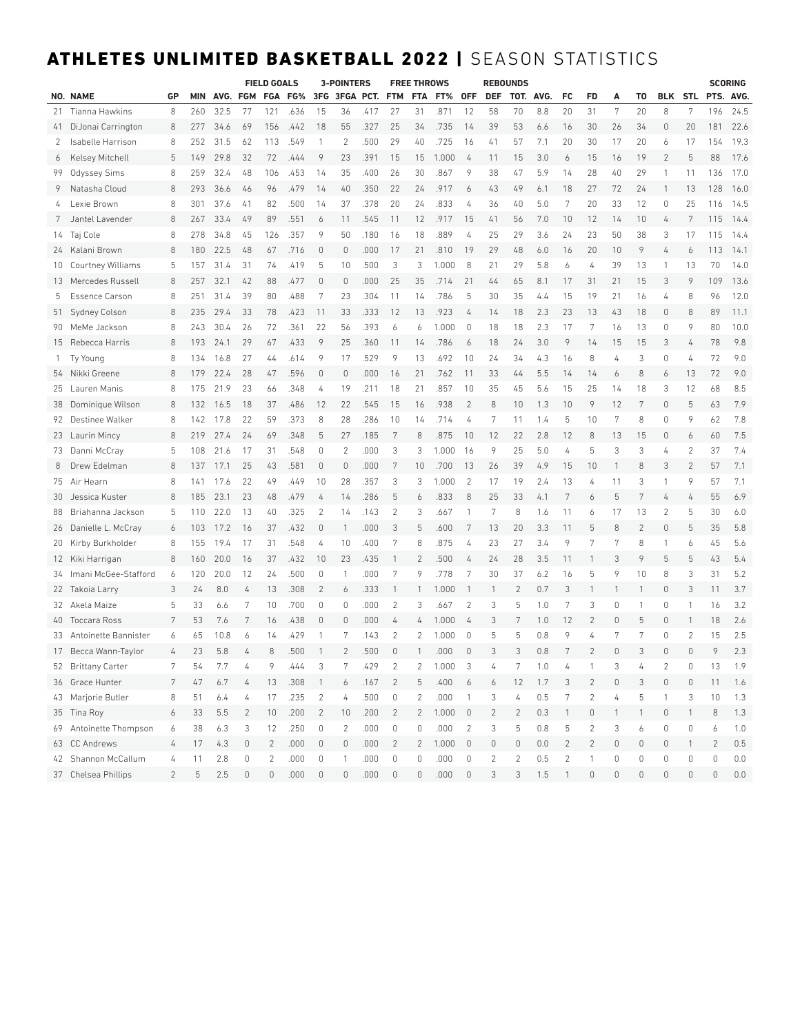# ATHLETES UNLIMITED BASKETBALL 2022 | SEASON STATISTICS

| | | | | | FIELD GOALS | | | 3-POINTERS | | | FREE THROWS | | | REBOUNDS | | | | | | | | | | SCORING | |
|---|---|---|---|---|---|---|---|---|---|---|---|---|---|---|---|---|---|---|---|---|---|---|---|---|---|
| NO. | NAME | GP | MIN | AVG. | FGM | FGA | FG% | 3FG | 3FGA | PCT. | FTM | FTA | FT% | OFF | DEF | TOT. | AVG. | FC | FD | A | TO | BLK | STL | PTS. | AVG. |
| 21 | Tianna Hawkins | 8 | 260 | 32.5 | 77 | 121 | .636 | 15 | 36 | .417 | 27 | 31 | .871 | 12 | 58 | 70 | 8.8 | 20 | 31 | 7 | 20 | 8 | 7 | 196 | 24.5 |
| 41 | DiJonai Carrington | 8 | 277 | 34.6 | 69 | 156 | .442 | 18 | 55 | .327 | 25 | 34 | .735 | 14 | 39 | 53 | 6.6 | 16 | 30 | 26 | 34 | 0 | 20 | 181 | 22.6 |
| 2 | Isabelle Harrison | 8 | 252 | 31.5 | 62 | 113 | .549 | 1 | 2 | .500 | 29 | 40 | .725 | 16 | 41 | 57 | 7.1 | 20 | 30 | 17 | 20 | 6 | 17 | 154 | 19.3 |
| 6 | Kelsey Mitchell | 5 | 149 | 29.8 | 32 | 72 | .444 | 9 | 23 | .391 | 15 | 15 | 1.000 | 4 | 11 | 15 | 3.0 | 6 | 15 | 16 | 19 | 2 | 5 | 88 | 17.6 |
| 99 | Odyssey Sims | 8 | 259 | 32.4 | 48 | 106 | .453 | 14 | 35 | .400 | 26 | 30 | .867 | 9 | 38 | 47 | 5.9 | 14 | 28 | 40 | 29 | 1 | 11 | 136 | 17.0 |
| 9 | Natasha Cloud | 8 | 293 | 36.6 | 46 | 96 | .479 | 14 | 40 | .350 | 22 | 24 | .917 | 6 | 43 | 49 | 6.1 | 18 | 27 | 72 | 24 | 1 | 13 | 128 | 16.0 |
| 4 | Lexie Brown | 8 | 301 | 37.6 | 41 | 82 | .500 | 14 | 37 | .378 | 20 | 24 | .833 | 4 | 36 | 40 | 5.0 | 7 | 20 | 33 | 12 | 0 | 25 | 116 | 14.5 |
| 7 | Jantel Lavender | 8 | 267 | 33.4 | 49 | 89 | .551 | 6 | 11 | .545 | 11 | 12 | .917 | 15 | 41 | 56 | 7.0 | 10 | 12 | 14 | 10 | 4 | 7 | 115 | 14.4 |
| 14 | Taj Cole | 8 | 278 | 34.8 | 45 | 126 | .357 | 9 | 50 | .180 | 16 | 18 | .889 | 4 | 25 | 29 | 3.6 | 24 | 23 | 50 | 38 | 3 | 17 | 115 | 14.4 |
| 24 | Kalani Brown | 8 | 180 | 22.5 | 48 | 67 | .716 | 0 | 0 | .000 | 17 | 21 | .810 | 19 | 29 | 48 | 6.0 | 16 | 20 | 10 | 9 | 4 | 6 | 113 | 14.1 |
| 10 | Courtney Williams | 5 | 157 | 31.4 | 31 | 74 | .419 | 5 | 10 | .500 | 3 | 3 | 1.000 | 8 | 21 | 29 | 5.8 | 6 | 4 | 39 | 13 | 1 | 13 | 70 | 14.0 |
| 13 | Mercedes Russell | 8 | 257 | 32.1 | 42 | 88 | .477 | 0 | 0 | .000 | 25 | 35 | .714 | 21 | 44 | 65 | 8.1 | 17 | 31 | 21 | 15 | 3 | 9 | 109 | 13.6 |
| 5 | Essence Carson | 8 | 251 | 31.4 | 39 | 80 | .488 | 7 | 23 | .304 | 11 | 14 | .786 | 5 | 30 | 35 | 4.4 | 15 | 19 | 21 | 16 | 4 | 8 | 96 | 12.0 |
| 51 | Sydney Colson | 8 | 235 | 29.4 | 33 | 78 | .423 | 11 | 33 | .333 | 12 | 13 | .923 | 4 | 14 | 18 | 2.3 | 23 | 13 | 43 | 18 | 0 | 8 | 89 | 11.1 |
| 90 | MeMe Jackson | 8 | 243 | 30.4 | 26 | 72 | .361 | 22 | 56 | .393 | 6 | 6 | 1.000 | 0 | 18 | 18 | 2.3 | 17 | 7 | 16 | 13 | 0 | 9 | 80 | 10.0 |
| 15 | Rebecca Harris | 8 | 193 | 24.1 | 29 | 67 | .433 | 9 | 25 | .360 | 11 | 14 | .786 | 6 | 18 | 24 | 3.0 | 9 | 14 | 15 | 15 | 3 | 4 | 78 | 9.8 |
| 1 | Ty Young | 8 | 134 | 16.8 | 27 | 44 | .614 | 9 | 17 | .529 | 9 | 13 | .692 | 10 | 24 | 34 | 4.3 | 16 | 8 | 4 | 3 | 0 | 4 | 72 | 9.0 |
| 54 | Nikki Greene | 8 | 179 | 22.4 | 28 | 47 | .596 | 0 | 0 | .000 | 16 | 21 | .762 | 11 | 33 | 44 | 5.5 | 14 | 14 | 6 | 8 | 6 | 13 | 72 | 9.0 |
| 25 | Lauren Manis | 8 | 175 | 21.9 | 23 | 66 | .348 | 4 | 19 | .211 | 18 | 21 | .857 | 10 | 35 | 45 | 5.6 | 15 | 25 | 14 | 18 | 3 | 12 | 68 | 8.5 |
| 38 | Dominique Wilson | 8 | 132 | 16.5 | 18 | 37 | .486 | 12 | 22 | .545 | 15 | 16 | .938 | 2 | 8 | 10 | 1.3 | 10 | 9 | 12 | 7 | 0 | 5 | 63 | 7.9 |
| 92 | Destinee Walker | 8 | 142 | 17.8 | 22 | 59 | .373 | 8 | 28 | .286 | 10 | 14 | .714 | 4 | 7 | 11 | 1.4 | 5 | 10 | 7 | 8 | 0 | 9 | 62 | 7.8 |
| 23 | Laurin Mincy | 8 | 219 | 27.4 | 24 | 69 | .348 | 5 | 27 | .185 | 7 | 8 | .875 | 10 | 12 | 22 | 2.8 | 12 | 8 | 13 | 15 | 0 | 6 | 60 | 7.5 |
| 73 | Danni McCray | 5 | 108 | 21.6 | 17 | 31 | .548 | 0 | 2 | .000 | 3 | 3 | 1.000 | 16 | 9 | 25 | 5.0 | 4 | 5 | 3 | 3 | 4 | 2 | 37 | 7.4 |
| 8 | Drew Edelman | 8 | 137 | 17.1 | 25 | 43 | .581 | 0 | 0 | .000 | 7 | 10 | .700 | 13 | 26 | 39 | 4.9 | 15 | 10 | 1 | 8 | 3 | 2 | 57 | 7.1 |
| 75 | Air Hearn | 8 | 141 | 17.6 | 22 | 49 | .449 | 10 | 28 | .357 | 3 | 3 | 1.000 | 2 | 17 | 19 | 2.4 | 13 | 4 | 11 | 3 | 1 | 9 | 57 | 7.1 |
| 30 | Jessica Kuster | 8 | 185 | 23.1 | 23 | 48 | .479 | 4 | 14 | .286 | 5 | 6 | .833 | 8 | 25 | 33 | 4.1 | 7 | 6 | 5 | 7 | 4 | 4 | 55 | 6.9 |
| 88 | Briahanna Jackson | 5 | 110 | 22.0 | 13 | 40 | .325 | 2 | 14 | .143 | 2 | 3 | .667 | 1 | 7 | 8 | 1.6 | 11 | 6 | 17 | 13 | 2 | 5 | 30 | 6.0 |
| 26 | Danielle L. McCray | 6 | 103 | 17.2 | 16 | 37 | .432 | 0 | 1 | .000 | 3 | 5 | .600 | 7 | 13 | 20 | 3.3 | 11 | 5 | 8 | 2 | 0 | 5 | 35 | 5.8 |
| 20 | Kirby Burkholder | 8 | 155 | 19.4 | 17 | 31 | .548 | 4 | 10 | .400 | 7 | 8 | .875 | 4 | 23 | 27 | 3.4 | 9 | 7 | 7 | 8 | 1 | 6 | 45 | 5.6 |
| 12 | Kiki Harrigan | 8 | 160 | 20.0 | 16 | 37 | .432 | 10 | 23 | .435 | 1 | 2 | .500 | 4 | 24 | 28 | 3.5 | 11 | 1 | 3 | 9 | 5 | 5 | 43 | 5.4 |
| 34 | Imani McGee-Stafford | 6 | 120 | 20.0 | 12 | 24 | .500 | 0 | 1 | .000 | 7 | 9 | .778 | 7 | 30 | 37 | 6.2 | 16 | 5 | 9 | 10 | 8 | 3 | 31 | 5.2 |
| 22 | Takoia Larry | 3 | 24 | 8.0 | 4 | 13 | .308 | 2 | 6 | .333 | 1 | 1 | 1.000 | 1 | 1 | 2 | 0.7 | 3 | 1 | 1 | 1 | 0 | 3 | 11 | 3.7 |
| 32 | Akela Maize | 5 | 33 | 6.6 | 7 | 10 | .700 | 0 | 0 | .000 | 2 | 3 | .667 | 2 | 3 | 5 | 1.0 | 7 | 3 | 0 | 1 | 0 | 1 | 16 | 3.2 |
| 40 | Toccara Ross | 7 | 53 | 7.6 | 7 | 16 | .438 | 0 | 0 | .000 | 4 | 4 | 1.000 | 4 | 3 | 7 | 1.0 | 12 | 2 | 0 | 5 | 0 | 1 | 18 | 2.6 |
| 33 | Antoinette Bannister | 6 | 65 | 10.8 | 6 | 14 | .429 | 1 | 7 | .143 | 2 | 2 | 1.000 | 0 | 5 | 5 | 0.8 | 9 | 4 | 7 | 7 | 0 | 2 | 15 | 2.5 |
| 17 | Becca Wann-Taylor | 4 | 23 | 5.8 | 4 | 8 | .500 | 1 | 2 | .500 | 0 | 1 | .000 | 0 | 3 | 3 | 0.8 | 7 | 2 | 0 | 3 | 0 | 0 | 9 | 2.3 |
| 52 | Brittany Carter | 7 | 54 | 7.7 | 4 | 9 | .444 | 3 | 7 | .429 | 2 | 2 | 1.000 | 3 | 4 | 7 | 1.0 | 4 | 1 | 3 | 4 | 2 | 0 | 13 | 1.9 |
| 36 | Grace Hunter | 7 | 47 | 6.7 | 4 | 13 | .308 | 1 | 6 | .167 | 2 | 5 | .400 | 6 | 6 | 12 | 1.7 | 3 | 2 | 0 | 3 | 0 | 0 | 11 | 1.6 |
| 43 | Marjorie Butler | 8 | 51 | 6.4 | 4 | 17 | .235 | 2 | 4 | .500 | 0 | 2 | .000 | 1 | 3 | 4 | 0.5 | 7 | 2 | 4 | 5 | 1 | 3 | 10 | 1.3 |
| 35 | Tina Roy | 6 | 33 | 5.5 | 2 | 10 | .200 | 2 | 10 | .200 | 2 | 2 | 1.000 | 0 | 2 | 2 | 0.3 | 1 | 0 | 1 | 1 | 0 | 1 | 8 | 1.3 |
| 69 | Antoinette Thompson | 6 | 38 | 6.3 | 3 | 12 | .250 | 0 | 2 | .000 | 0 | 0 | .000 | 2 | 3 | 5 | 0.8 | 5 | 2 | 3 | 6 | 0 | 0 | 6 | 1.0 |
| 63 | CC Andrews | 4 | 17 | 4.3 | 0 | 2 | .000 | 0 | 0 | .000 | 2 | 2 | 1.000 | 0 | 0 | 0 | 0.0 | 2 | 2 | 0 | 0 | 0 | 1 | 2 | 0.5 |
| 42 | Shannon McCallum | 4 | 11 | 2.8 | 0 | 2 | .000 | 0 | 1 | .000 | 0 | 0 | .000 | 0 | 2 | 2 | 0.5 | 2 | 1 | 0 | 0 | 0 | 0 | 0 | 0.0 |
| 37 | Chelsea Phillips | 2 | 5 | 2.5 | 0 | 0 | .000 | 0 | 0 | .000 | 0 | 0 | .000 | 0 | 3 | 3 | 1.5 | 1 | 0 | 0 | 0 | 0 | 0 | 0 | 0.0 |